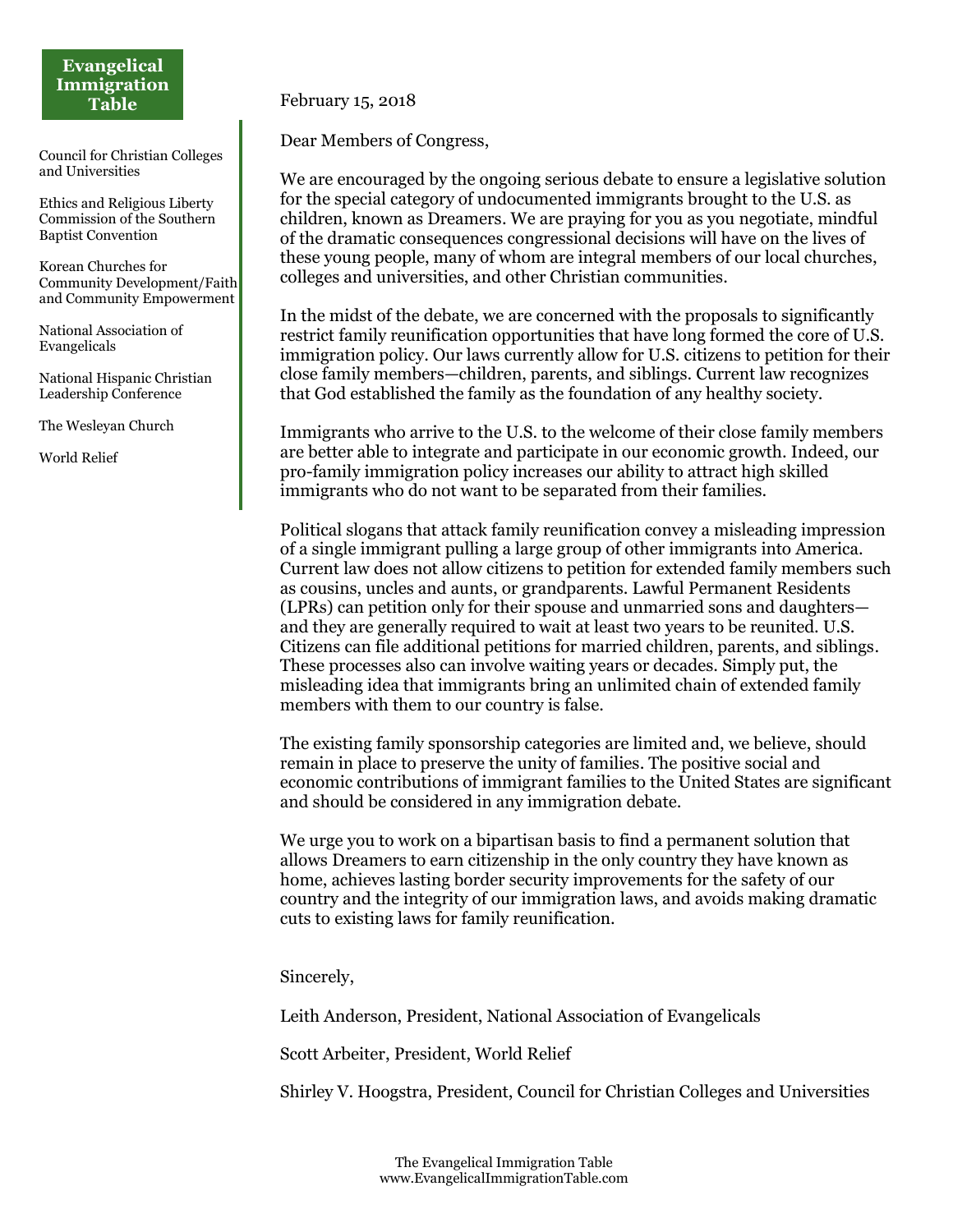**Evangelical Immigration Table**

Council for Christian Colleges and Universities

Ethics and Religious Liberty Commission of the Southern Baptist Convention

Korean Churches for Community Development/Faith and Community Empowerment

National Association of Evangelicals

National Hispanic Christian Leadership Conference

The Wesleyan Church

World Relief

February 15, 2018

Dear Members of Congress,

We are encouraged by the ongoing serious debate to ensure a legislative solution for the special category of undocumented immigrants brought to the U.S. as children, known as Dreamers. We are praying for you as you negotiate, mindful of the dramatic consequences congressional decisions will have on the lives of these young people, many of whom are integral members of our local churches, colleges and universities, and other Christian communities.

In the midst of the debate, we are concerned with the proposals to significantly restrict family reunification opportunities that have long formed the core of U.S. immigration policy. Our laws currently allow for U.S. citizens to petition for their close family members—children, parents, and siblings. Current law recognizes that God established the family as the foundation of any healthy society.

Immigrants who arrive to the U.S. to the welcome of their close family members are better able to integrate and participate in our economic growth. Indeed, our pro-family immigration policy increases our ability to attract high skilled immigrants who do not want to be separated from their families.

Political slogans that attack family reunification convey a misleading impression of a single immigrant pulling a large group of other immigrants into America. Current law does not allow citizens to petition for extended family members such as cousins, uncles and aunts, or grandparents. Lawful Permanent Residents (LPRs) can petition only for their spouse and unmarried sons and daughters—and they are generally required to wait at least two years to be reunited. U.S. Citizens can file additional petitions for married children, parents, and siblings. These processes also can involve waiting years or decades. Simply put, the misleading idea that immigrants bring an unlimited chain of extended family members with them to our country is false.

The existing family sponsorship categories are limited and, we believe, should remain in place to preserve the unity of families. The positive social and economic contributions of immigrant families to the United States are significant and should be considered in any immigration debate.

We urge you to work on a bipartisan basis to find a permanent solution that allows Dreamers to earn citizenship in the only country they have known as home, achieves lasting border security improvements for the safety of our country and the integrity of our immigration laws, and avoids making dramatic cuts to existing laws for family reunification.

Sincerely,

Leith Anderson, President, National Association of Evangelicals

Scott Arbeiter, President, World Relief

Shirley V. Hoogstra, President, Council for Christian Colleges and Universities

The Evangelical Immigration Table
www.EvangelicalImmigrationTable.com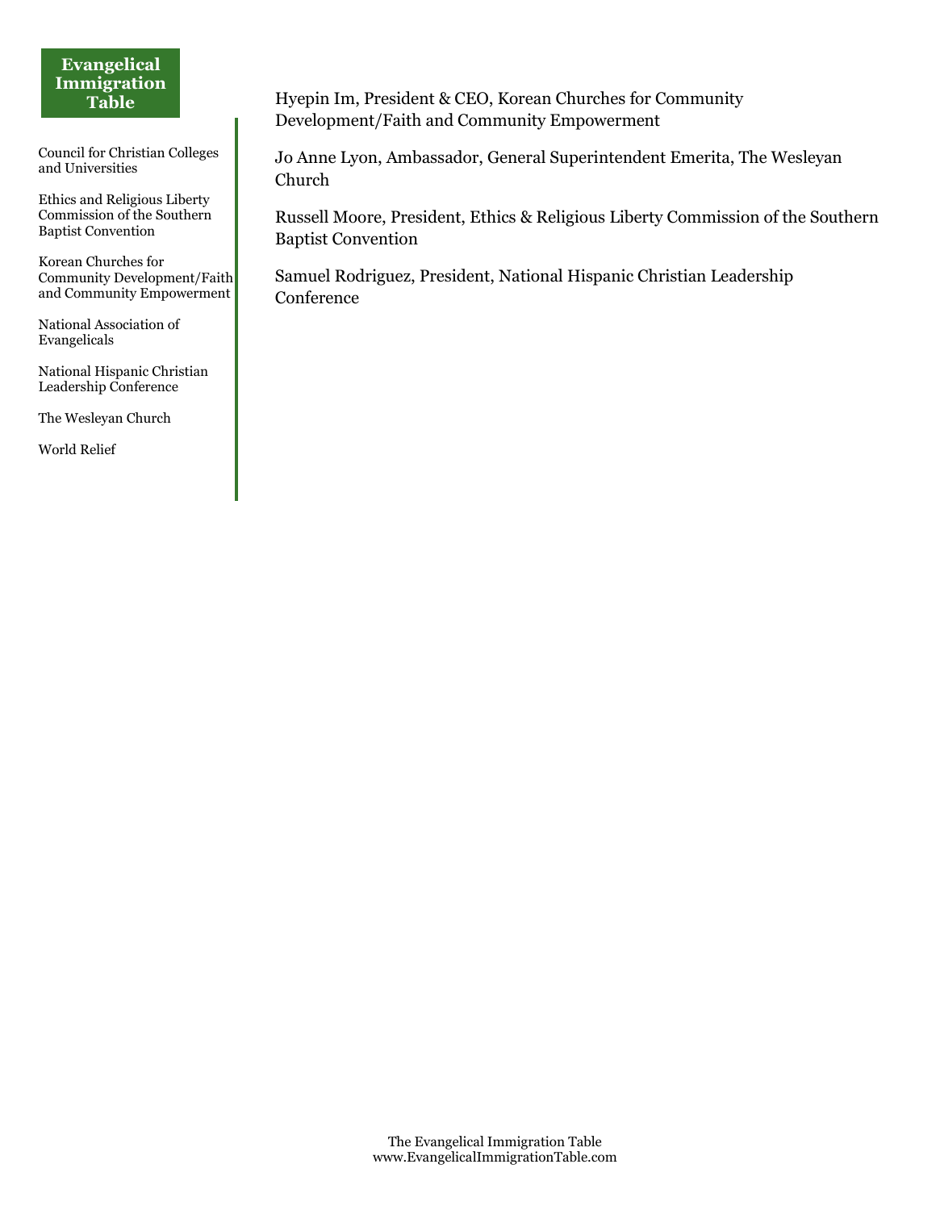**Evangelical Immigration Table**

Council for Christian Colleges and Universities

Ethics and Religious Liberty Commission of the Southern Baptist Convention

Korean Churches for Community Development/Faith and Community Empowerment

National Association of Evangelicals

National Hispanic Christian Leadership Conference

The Wesleyan Church

World Relief

Hyepin Im, President & CEO, Korean Churches for Community Development/Faith and Community Empowerment

Jo Anne Lyon, Ambassador, General Superintendent Emerita, The Wesleyan Church

Russell Moore, President, Ethics & Religious Liberty Commission of the Southern Baptist Convention

Samuel Rodriguez, President, National Hispanic Christian Leadership Conference

The Evangelical Immigration Table
www.EvangelicalImmigrationTable.com